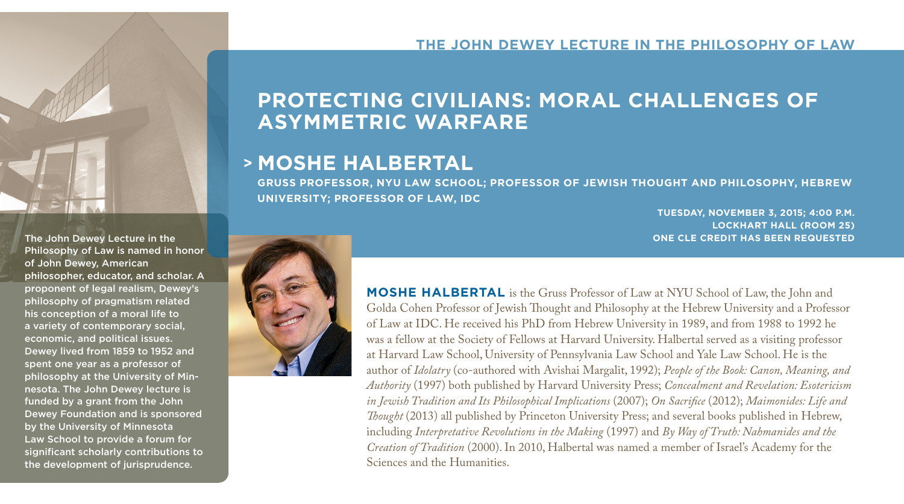THE JOHN DEWEY LECTURE IN THE PHILOSOPHY OF LAW

# PROTECTING CIVILIANS: MORAL CHALLENGES OF ASYMMETRIC WARFARE

## > MOSHE HALBERTAL

**GRUSS PROFESSOR, NYU LAW SCHOOL; PROFESSOR OF JEWISH THOUGHT AND PHILOSOPHY, HEBREW UNIVERSITY; PROFESSOR OF LAW, IDC**

**TUESDAY, NOVEMBER 3, 2015; 4:00 P.M.**
**LOCKHART HALL (ROOM 25)**
**ONE CLE CREDIT HAS BEEN REQUESTED**

The John Dewey Lecture in the Philosophy of Law is named in honor of John Dewey, American philosopher, educator, and scholar. A proponent of legal realism, Dewey's philosophy of pragmatism related his conception of a moral life to a variety of contemporary social, economic, and political issues. Dewey lived from 1859 to 1952 and spent one year as a professor of philosophy at the University of Minnesota. The John Dewey lecture is funded by a grant from the John Dewey Foundation and is sponsored by the University of Minnesota Law School to provide a forum for significant scholarly contributions to the development of jurisprudence.

**MOSHE HALBERTAL** is the Gruss Professor of Law at NYU School of Law, the John and Golda Cohen Professor of Jewish Thought and Philosophy at the Hebrew University and a Professor of Law at IDC. He received his PhD from Hebrew University in 1989, and from 1988 to 1992 he was a fellow at the Society of Fellows at Harvard University. Halbertal served as a visiting professor at Harvard Law School, University of Pennsylvania Law School and Yale Law School. He is the author of *Idolatry* (co-authored with Avishai Margalit, 1992); *People of the Book: Canon, Meaning, and Authority* (1997) both published by Harvard University Press; *Concealment and Revelation: Esotericism in Jewish Tradition and Its Philosophical Implications* (2007); *On Sacrifice* (2012); *Maimonides: Life and Thought* (2013) all published by Princeton University Press; and several books published in Hebrew, including *Interpretative Revolutions in the Making* (1997) and *By Way of Truth: Nahmanides and the Creation of Tradition* (2000). In 2010, Halbertal was named a member of Israel's Academy for the Sciences and the Humanities.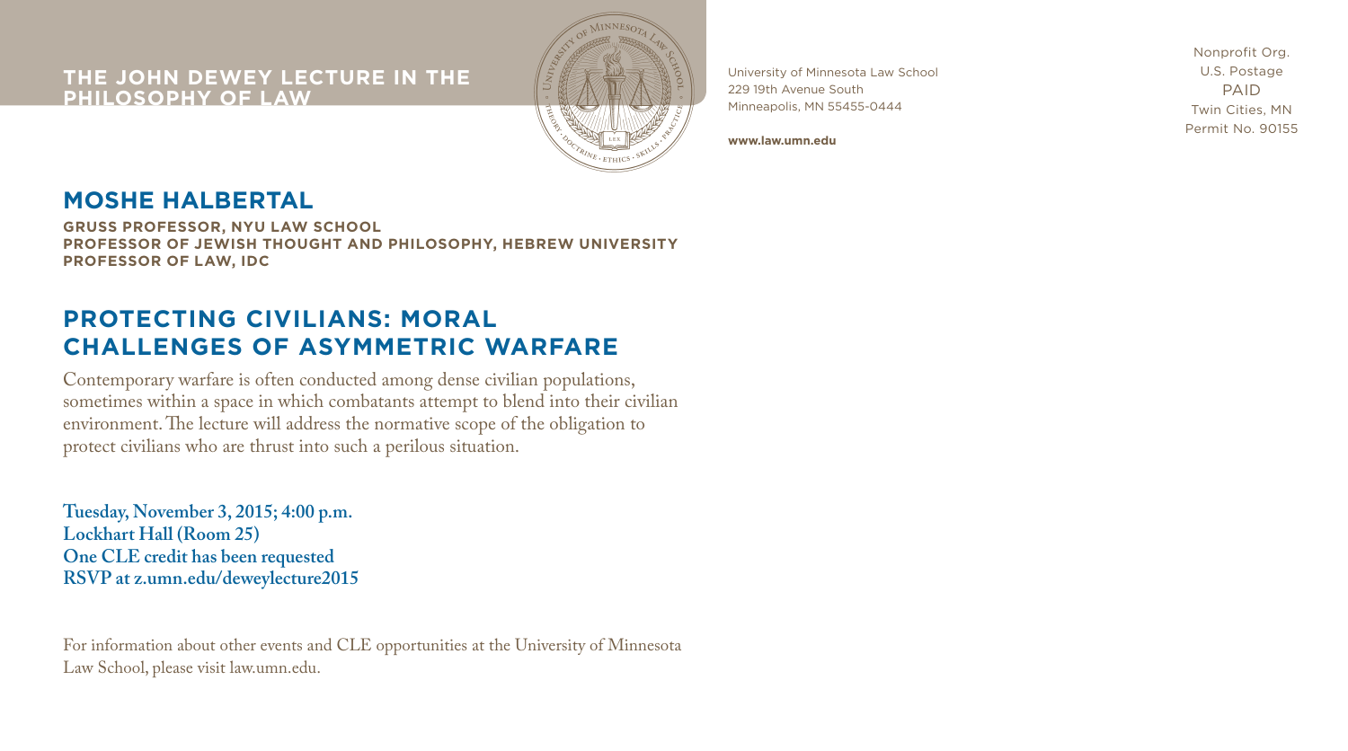**THE JOHN DEWEY LECTURE IN THE PHILOSOPHY OF LAW**

University of Minnesota Law School
229 19th Avenue South
Minneapolis, MN 55455-0444

**www.law.umn.edu**

Nonprofit Org.
U.S. Postage
PAID
Twin Cities, MN
Permit No. 90155

# MOSHE HALBERTAL

**GRUSS PROFESSOR, NYU LAW SCHOOL**
**PROFESSOR OF JEWISH THOUGHT AND PHILOSOPHY, HEBREW UNIVERSITY**
**PROFESSOR OF LAW, IDC**

## PROTECTING CIVILIANS: MORAL CHALLENGES OF ASYMMETRIC WARFARE

Contemporary warfare is often conducted among dense civilian populations, sometimes within a space in which combatants attempt to blend into their civilian environment. The lecture will address the normative scope of the obligation to protect civilians who are thrust into such a perilous situation.

**Tuesday, November 3, 2015; 4:00 p.m.**
**Lockhart Hall (Room 25)**
**One CLE credit has been requested**
**RSVP at z.umn.edu/deweylecture2015**

For information about other events and CLE opportunities at the University of Minnesota Law School, please visit law.umn.edu.